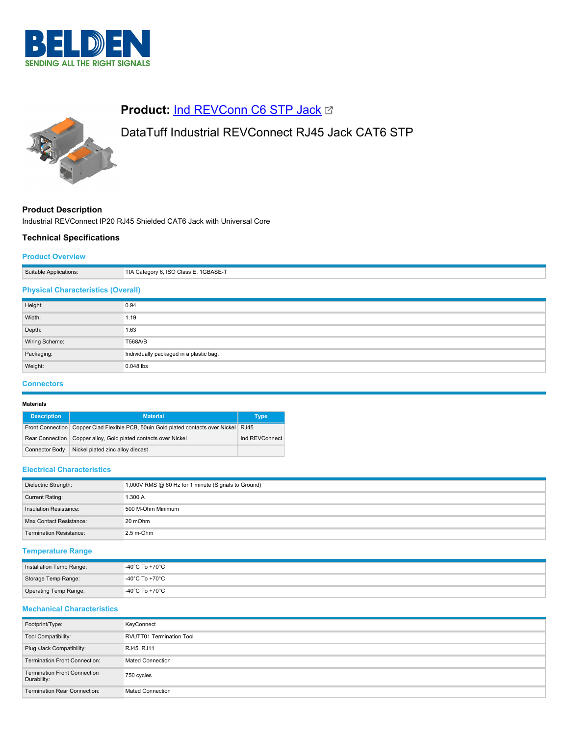**BELDEN**
SENDING ALL THE RIGHT SIGNALS

## Product: Ind REVConn C6 STP Jack

DataTuff Industrial REVConnect RJ45 Jack CAT6 STP

### Product Description

Industrial REVConnect IP20 RJ45 Shielded CAT6 Jack with Universal Core

### Technical Specifications

#### Product Overview

| | |
|---|---|
| Suitable Applications: | TIA Category 6, ISO Class E, 1GBASE-T |

#### Physical Characteristics (Overall)

| | |
|---|---|
| Height: | 0.94 |
| Width: | 1.19 |
| Depth: | 1.63 |
| Wiring Scheme: | T568A/B |
| Packaging: | Individually packaged in a plastic bag. |
| Weight: | 0.048 lbs |

#### Connectors

**Materials**

| Description | Material | Type |
|---|---|---|
| Front Connection | Copper Clad Flexible PCB, 50uin Gold plated contacts over Nickel | RJ45 |
| Rear Connection | Copper alloy, Gold plated contacts over Nickel | Ind REVConnect |
| Connector Body | Nickel plated zinc alloy diecast | |

#### Electrical Characteristics

| | |
|---|---|
| Dielectric Strength: | 1,000V RMS @ 60 Hz for 1 minute (Signals to Ground) |
| Current Rating: | 1.300 A |
| Insulation Resistance: | 500 M-Ohm Minimum |
| Max Contact Resistance: | 20 mOhm |
| Termination Resistance: | 2.5 m-Ohm |

#### Temperature Range

| | |
|---|---|
| Installation Temp Range: | -40°C To +70°C |
| Storage Temp Range: | -40°C To +70°C |
| Operating Temp Range: | -40°C To +70°C |

#### Mechanical Characteristics

| | |
|---|---|
| Footprint/Type: | KeyConnect |
| Tool Compatibility: | RVUTT01 Termination Tool |
| Plug /Jack Compatibility: | RJ45, RJ11 |
| Termination Front Connection: | Mated Connection |
| Termination Front Connection Durability: | 750 cycles |
| Termination Rear Connection: | Mated Connection |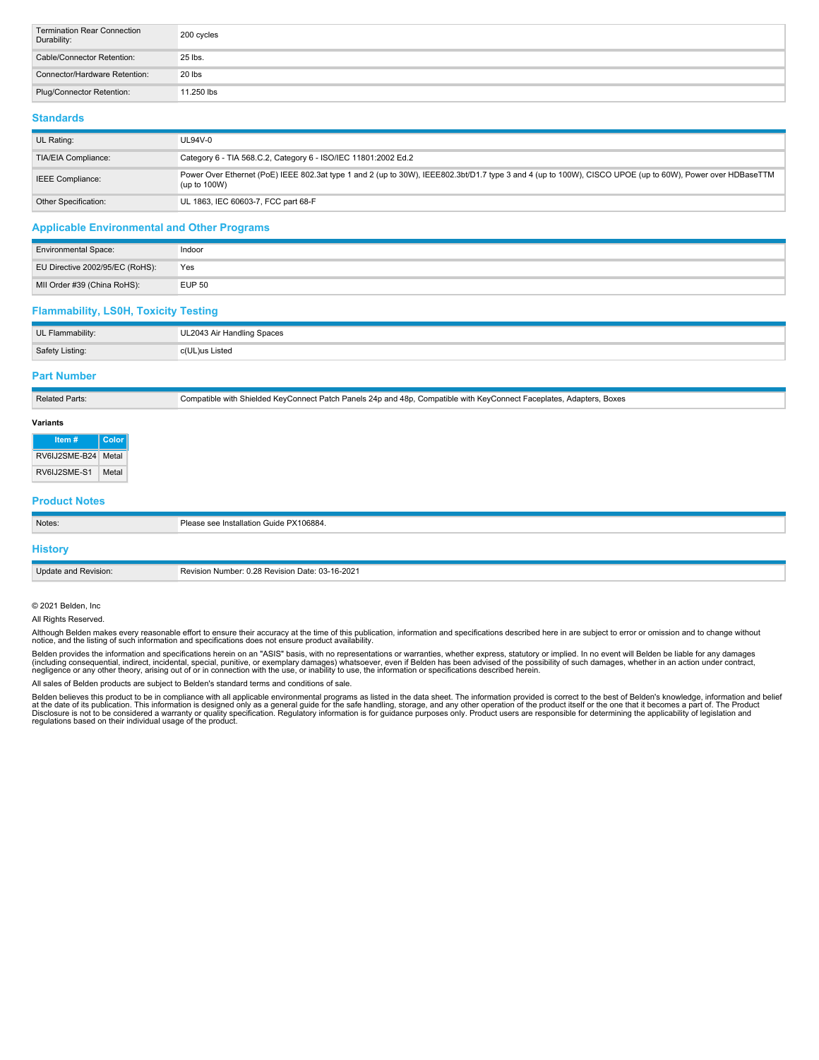| | |
|---|---|
| Termination Rear Connection Durability: | 200 cycles |
| Cable/Connector Retention: | 25 lbs. |
| Connector/Hardware Retention: | 20 lbs |
| Plug/Connector Retention: | 11.250 lbs |

## Standards

| | |
|---|---|
| UL Rating: | UL94V-0 |
| TIA/EIA Compliance: | Category 6 - TIA 568.C.2, Category 6 - ISO/IEC 11801:2002 Ed.2 |
| IEEE Compliance: | Power Over Ethernet (PoE) IEEE 802.3at type 1 and 2 (up to 30W), IEEE802.3bt/D1.7 type 3 and 4 (up to 100W), CISCO UPOE (up to 60W), Power over HDBaseTTM (up to 100W) |
| Other Specification: | UL 1863, IEC 60603-7, FCC part 68-F |

## Applicable Environmental and Other Programs

| | |
|---|---|
| Environmental Space: | Indoor |
| EU Directive 2002/95/EC (RoHS): | Yes |
| MII Order #39 (China RoHS): | EUP 50 |

## Flammability, LS0H, Toxicity Testing

| | |
|---|---|
| UL Flammability: | UL2043 Air Handling Spaces |
| Safety Listing: | c(UL)us Listed |

## Part Number

| | |
|---|---|
| Related Parts: | Compatible with Shielded KeyConnect Patch Panels 24p and 48p, Compatible with KeyConnect Faceplates, Adapters, Boxes |

**Variants**

| Item # | Color |
|---|---|
| RV6IJ2SME-B24 | Metal |
| RV6IJ2SME-S1 | Metal |

## Product Notes

| | |
|---|---|
| Notes: | Please see Installation Guide PX106884. |

## History

| | |
|---|---|
| Update and Revision: | Revision Number: 0.28 Revision Date: 03-16-2021 |

© 2021 Belden, Inc

All Rights Reserved.

Although Belden makes every reasonable effort to ensure their accuracy at the time of this publication, information and specifications described here in are subject to error or omission and to change without notice, and the listing of such information and specifications does not ensure product availability.

Belden provides the information and specifications herein on an "ASIS" basis, with no representations or warranties, whether express, statutory or implied. In no event will Belden be liable for any damages (including consequential, indirect, incidental, special, punitive, or exemplary damages) whatsoever, even if Belden has been advised of the possibility of such damages, whether in an action under contract, negligence or any other theory, arising out of or in connection with the use, or inability to use, the information or specifications described herein.

All sales of Belden products are subject to Belden's standard terms and conditions of sale.

Belden believes this product to be in compliance with all applicable environmental programs as listed in the data sheet. The information provided is correct to the best of Belden's knowledge, information and belief at the date of its publication. This information is designed only as a general guide for the safe handling, storage, and any other operation of the product itself or the one that it becomes a part of. The Product Disclosure is not to be considered a warranty or quality specification. Regulatory information is for guidance purposes only. Product users are responsible for determining the applicability of legislation and regulations based on their individual usage of the product.